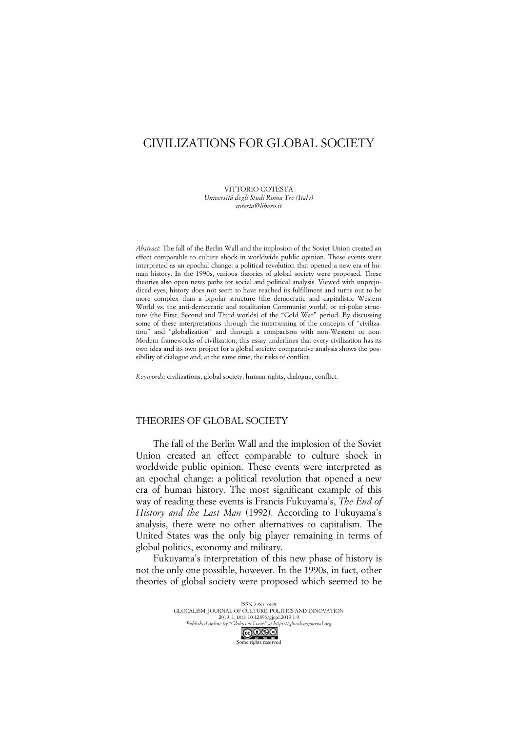# CIVILIZATIONS FOR GLOBAL SOCIETY

VITTORIO COTESTA
*Università degli Studi Roma Tre (Italy)*
*cotesta@libero.it*

*Abstract*: The fall of the Berlin Wall and the implosion of the Soviet Union created an effect comparable to culture shock in worldwide public opinion. These events were interpreted as an epochal change: a political revolution that opened a new era of human history. In the 1990s, various theories of global society were proposed. These theories also open news paths for social and political analysis. Viewed with unprejudiced eyes, history does not seem to have reached its fulfillment and turns out to be more complex than a bipolar structure (the democratic and capitalistic Western World vs. the anti-democratic and totalitarian Communist world) or tri-polar structure (the First, Second and Third worlds) of the "Cold War" period. By discussing some of these interpretations through the intertwining of the concepts of "civilization" and "globalization" and through a comparison with non-Western or non-Modern frameworks of civilization, this essay underlines that every civilization has its own idea and its own project for a global society: comparative analysis shows the possibility of dialogue and, at the same time, the risks of conflict.

*Keywords*: civilizations, global society, human rights, dialogue, conflict.

## THEORIES OF GLOBAL SOCIETY

The fall of the Berlin Wall and the implosion of the Soviet Union created an effect comparable to culture shock in worldwide public opinion. These events were interpreted as an epochal change: a political revolution that opened a new era of human history. The most significant example of this way of reading these events is Francis Fukuyama's, *The End of History and the Last Man* (1992). According to Fukuyama's analysis, there were no other alternatives to capitalism. The United States was the only big player remaining in terms of global politics, economy and military.

Fukuyama's interpretation of this new phase of history is not the only one possible, however. In the 1990s, in fact, other theories of global society were proposed which seemed to be

ISSN 2283-7949
GLOCALISM: JOURNAL OF CULTURE, POLITICS AND INNOVATION
2019, 1, DOI: 10.12893/gjcpi.2019.1.9
*Published online by "Globus et Locus" at https://glocalismjournal.org*
Some rights reserved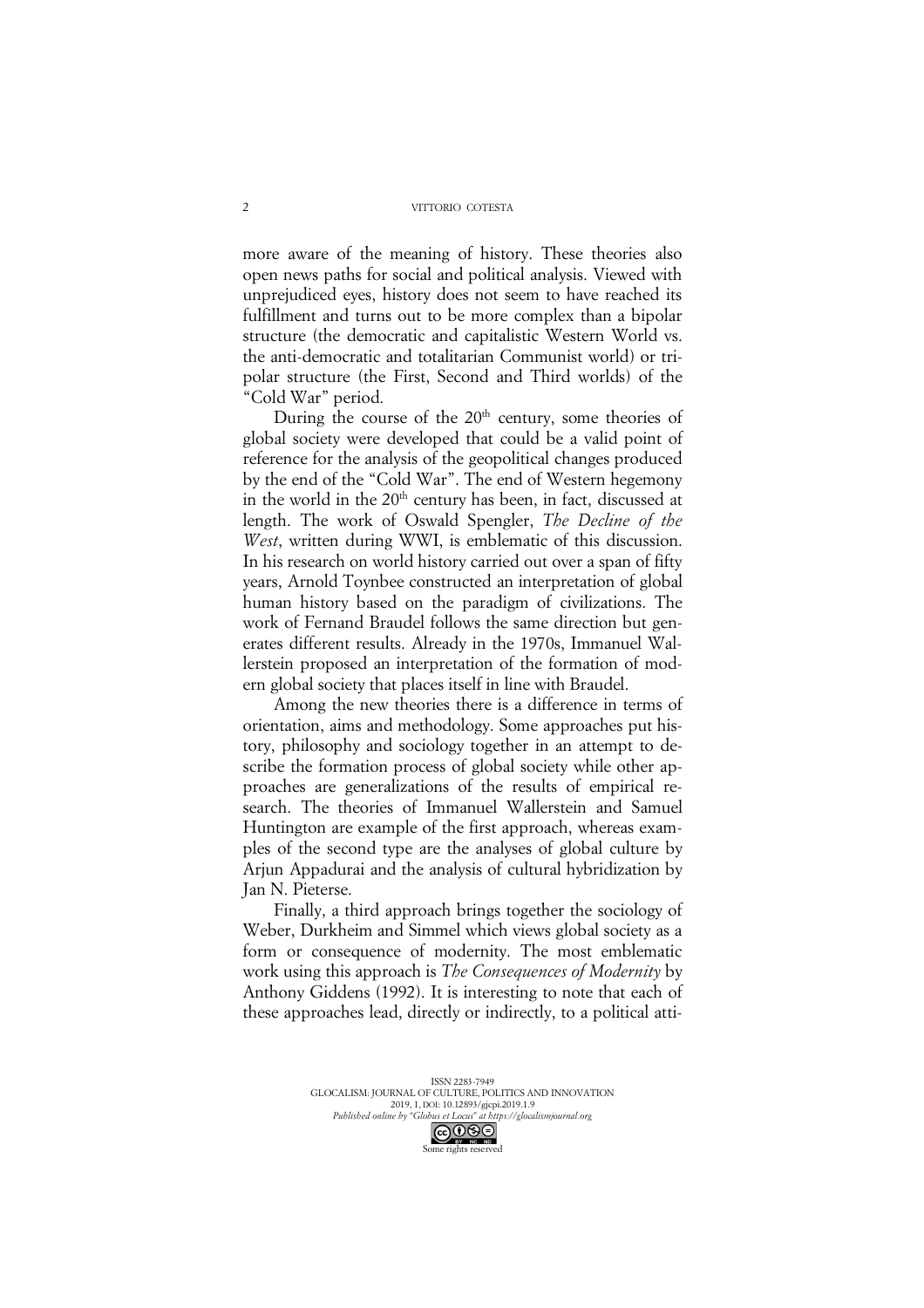more aware of the meaning of history. These theories also open news paths for social and political analysis. Viewed with unprejudiced eyes, history does not seem to have reached its fulfillment and turns out to be more complex than a bipolar structure (the democratic and capitalistic Western World vs. the anti-democratic and totalitarian Communist world) or tripolar structure (the First, Second and Third worlds) of the "Cold War" period.

During the course of the 20th century, some theories of global society were developed that could be a valid point of reference for the analysis of the geopolitical changes produced by the end of the "Cold War". The end of Western hegemony in the world in the 20th century has been, in fact, discussed at length. The work of Oswald Spengler, *The Decline of the West*, written during WWI, is emblematic of this discussion. In his research on world history carried out over a span of fifty years, Arnold Toynbee constructed an interpretation of global human history based on the paradigm of civilizations. The work of Fernand Braudel follows the same direction but generates different results. Already in the 1970s, Immanuel Wallerstein proposed an interpretation of the formation of modern global society that places itself in line with Braudel.

Among the new theories there is a difference in terms of orientation, aims and methodology. Some approaches put history, philosophy and sociology together in an attempt to describe the formation process of global society while other approaches are generalizations of the results of empirical research. The theories of Immanuel Wallerstein and Samuel Huntington are example of the first approach, whereas examples of the second type are the analyses of global culture by Arjun Appadurai and the analysis of cultural hybridization by Jan N. Pieterse.

Finally, a third approach brings together the sociology of Weber, Durkheim and Simmel which views global society as a form or consequence of modernity. The most emblematic work using this approach is *The Consequences of Modernity* by Anthony Giddens (1992). It is interesting to note that each of these approaches lead, directly or indirectly, to a political atti-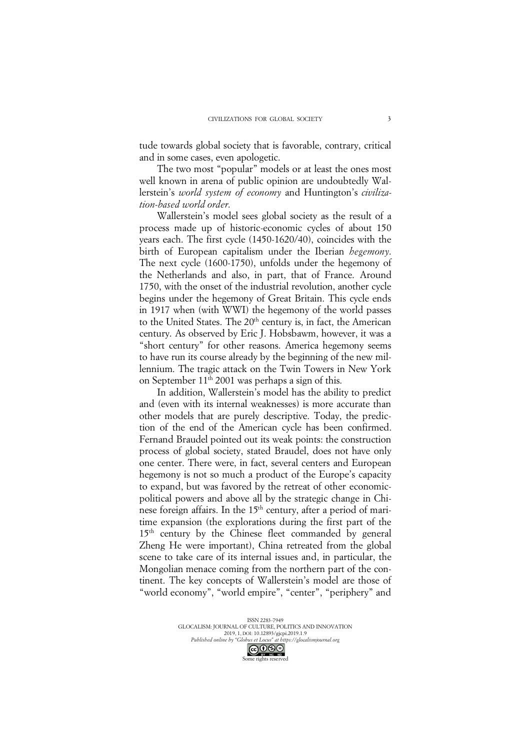tude towards global society that is favorable, contrary, critical and in some cases, even apologetic.

The two most "popular" models or at least the ones most well known in arena of public opinion are undoubtedly Wallerstein's *world system of economy* and Huntington's *civilization-based world order*.

Wallerstein's model sees global society as the result of a process made up of historic-economic cycles of about 150 years each. The first cycle (1450-1620/40), coincides with the birth of European capitalism under the Iberian *hegemony*. The next cycle (1600-1750), unfolds under the hegemony of the Netherlands and also, in part, that of France. Around 1750, with the onset of the industrial revolution, another cycle begins under the hegemony of Great Britain. This cycle ends in 1917 when (with WWI) the hegemony of the world passes to the United States. The 20th century is, in fact, the American century. As observed by Eric J. Hobsbawm, however, it was a "short century" for other reasons. America hegemony seems to have run its course already by the beginning of the new millennium. The tragic attack on the Twin Towers in New York on September 11th 2001 was perhaps a sign of this.

In addition, Wallerstein's model has the ability to predict and (even with its internal weaknesses) is more accurate than other models that are purely descriptive. Today, the prediction of the end of the American cycle has been confirmed. Fernand Braudel pointed out its weak points: the construction process of global society, stated Braudel, does not have only one center. There were, in fact, several centers and European hegemony is not so much a product of the Europe's capacity to expand, but was favored by the retreat of other economic-political powers and above all by the strategic change in Chinese foreign affairs. In the 15th century, after a period of maritime expansion (the explorations during the first part of the 15th century by the Chinese fleet commanded by general Zheng He were important), China retreated from the global scene to take care of its internal issues and, in particular, the Mongolian menace coming from the northern part of the continent. The key concepts of Wallerstein's model are those of "world economy", "world empire", "center", "periphery" and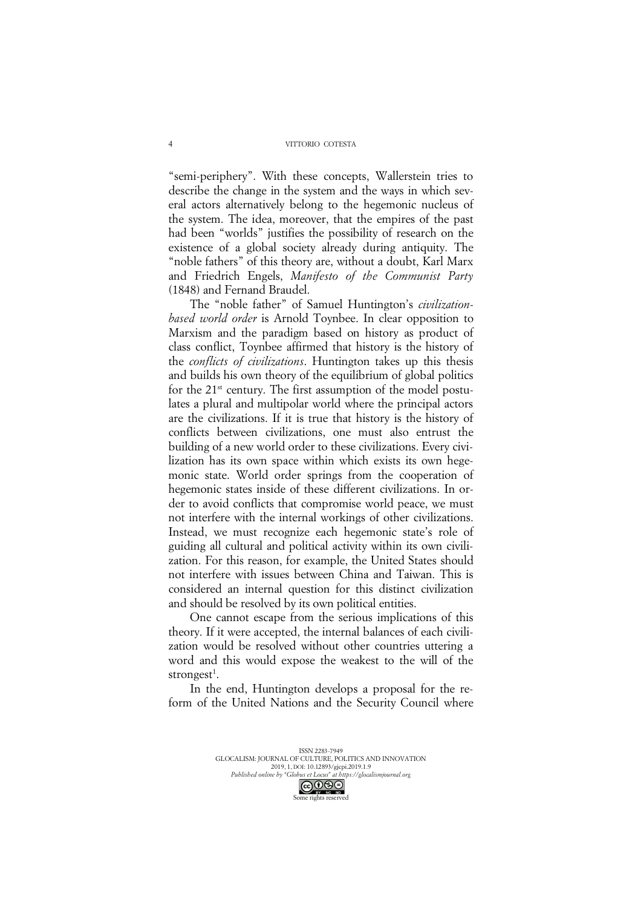"semi-periphery". With these concepts, Wallerstein tries to describe the change in the system and the ways in which several actors alternatively belong to the hegemonic nucleus of the system. The idea, moreover, that the empires of the past had been "worlds" justifies the possibility of research on the existence of a global society already during antiquity. The "noble fathers" of this theory are, without a doubt, Karl Marx and Friedrich Engels, *Manifesto of the Communist Party* (1848) and Fernand Braudel.

The "noble father" of Samuel Huntington's *civilization-based world order* is Arnold Toynbee. In clear opposition to Marxism and the paradigm based on history as product of class conflict, Toynbee affirmed that history is the history of the *conflicts of civilizations*. Huntington takes up this thesis and builds his own theory of the equilibrium of global politics for the 21st century. The first assumption of the model postulates a plural and multipolar world where the principal actors are the civilizations. If it is true that history is the history of conflicts between civilizations, one must also entrust the building of a new world order to these civilizations. Every civilization has its own space within which exists its own hegemonic state. World order springs from the cooperation of hegemonic states inside of these different civilizations. In order to avoid conflicts that compromise world peace, we must not interfere with the internal workings of other civilizations. Instead, we must recognize each hegemonic state's role of guiding all cultural and political activity within its own civilization. For this reason, for example, the United States should not interfere with issues between China and Taiwan. This is considered an internal question for this distinct civilization and should be resolved by its own political entities.

One cannot escape from the serious implications of this theory. If it were accepted, the internal balances of each civilization would be resolved without other countries uttering a word and this would expose the weakest to the will of the strongest[1].

In the end, Huntington develops a proposal for the reform of the United Nations and the Security Council where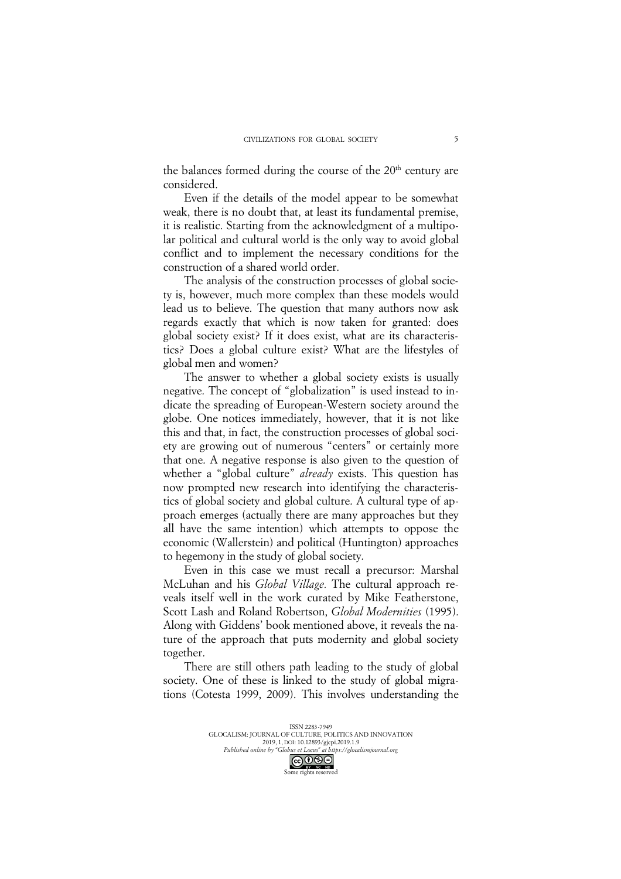the balances formed during the course of the 20th century are considered.

Even if the details of the model appear to be somewhat weak, there is no doubt that, at least its fundamental premise, it is realistic. Starting from the acknowledgment of a multipolar political and cultural world is the only way to avoid global conflict and to implement the necessary conditions for the construction of a shared world order.

The analysis of the construction processes of global society is, however, much more complex than these models would lead us to believe. The question that many authors now ask regards exactly that which is now taken for granted: does global society exist? If it does exist, what are its characteristics? Does a global culture exist? What are the lifestyles of global men and women?

The answer to whether a global society exists is usually negative. The concept of "globalization" is used instead to indicate the spreading of European-Western society around the globe. One notices immediately, however, that it is not like this and that, in fact, the construction processes of global society are growing out of numerous "centers" or certainly more that one. A negative response is also given to the question of whether a "global culture" *already* exists. This question has now prompted new research into identifying the characteristics of global society and global culture. A cultural type of approach emerges (actually there are many approaches but they all have the same intention) which attempts to oppose the economic (Wallerstein) and political (Huntington) approaches to hegemony in the study of global society.

Even in this case we must recall a precursor: Marshal McLuhan and his *Global Village.* The cultural approach reveals itself well in the work curated by Mike Featherstone, Scott Lash and Roland Robertson, *Global Modernities* (1995). Along with Giddens' book mentioned above, it reveals the nature of the approach that puts modernity and global society together.

There are still others path leading to the study of global society. One of these is linked to the study of global migrations (Cotesta 1999, 2009). This involves understanding the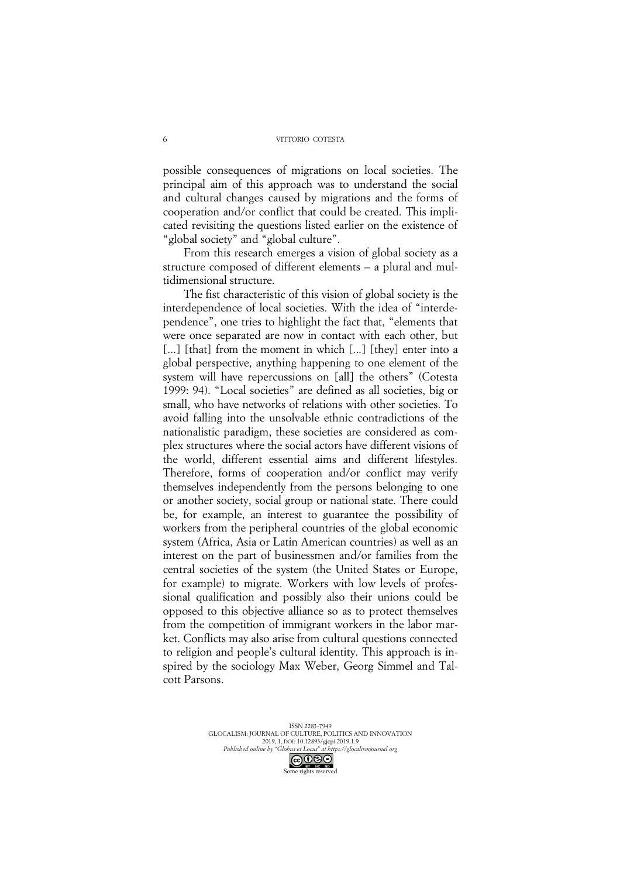possible consequences of migrations on local societies. The principal aim of this approach was to understand the social and cultural changes caused by migrations and the forms of cooperation and/or conflict that could be created. This implicated revisiting the questions listed earlier on the existence of "global society" and "global culture".

From this research emerges a vision of global society as a structure composed of different elements – a plural and multidimensional structure.

The fist characteristic of this vision of global society is the interdependence of local societies. With the idea of "interdependence", one tries to highlight the fact that, "elements that were once separated are now in contact with each other, but [...] [that] from the moment in which [...] [they] enter into a global perspective, anything happening to one element of the system will have repercussions on [all] the others" (Cotesta 1999: 94). "Local societies" are defined as all societies, big or small, who have networks of relations with other societies. To avoid falling into the unsolvable ethnic contradictions of the nationalistic paradigm, these societies are considered as complex structures where the social actors have different visions of the world, different essential aims and different lifestyles. Therefore, forms of cooperation and/or conflict may verify themselves independently from the persons belonging to one or another society, social group or national state. There could be, for example, an interest to guarantee the possibility of workers from the peripheral countries of the global economic system (Africa, Asia or Latin American countries) as well as an interest on the part of businessmen and/or families from the central societies of the system (the United States or Europe, for example) to migrate. Workers with low levels of professional qualification and possibly also their unions could be opposed to this objective alliance so as to protect themselves from the competition of immigrant workers in the labor market. Conflicts may also arise from cultural questions connected to religion and people's cultural identity. This approach is inspired by the sociology Max Weber, Georg Simmel and Talcott Parsons.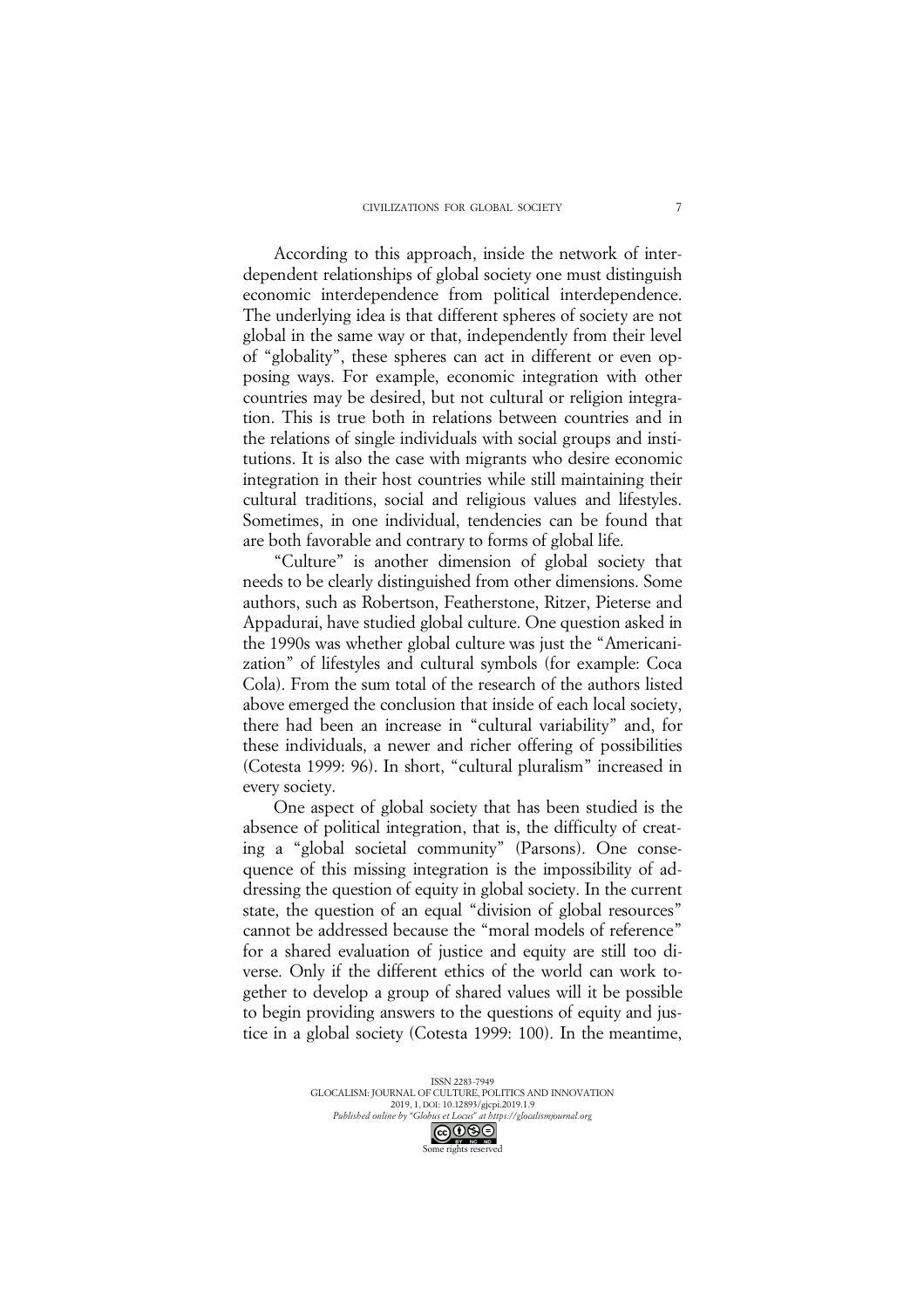According to this approach, inside the network of interdependent relationships of global society one must distinguish economic interdependence from political interdependence. The underlying idea is that different spheres of society are not global in the same way or that, independently from their level of "globality", these spheres can act in different or even opposing ways. For example, economic integration with other countries may be desired, but not cultural or religion integration. This is true both in relations between countries and in the relations of single individuals with social groups and institutions. It is also the case with migrants who desire economic integration in their host countries while still maintaining their cultural traditions, social and religious values and lifestyles. Sometimes, in one individual, tendencies can be found that are both favorable and contrary to forms of global life.

"Culture" is another dimension of global society that needs to be clearly distinguished from other dimensions. Some authors, such as Robertson, Featherstone, Ritzer, Pieterse and Appadurai, have studied global culture. One question asked in the 1990s was whether global culture was just the "Americanization" of lifestyles and cultural symbols (for example: Coca Cola). From the sum total of the research of the authors listed above emerged the conclusion that inside of each local society, there had been an increase in "cultural variability" and, for these individuals, a newer and richer offering of possibilities (Cotesta 1999: 96). In short, "cultural pluralism" increased in every society.

One aspect of global society that has been studied is the absence of political integration, that is, the difficulty of creating a "global societal community" (Parsons). One consequence of this missing integration is the impossibility of addressing the question of equity in global society. In the current state, the question of an equal "division of global resources" cannot be addressed because the "moral models of reference" for a shared evaluation of justice and equity are still too diverse. Only if the different ethics of the world can work together to develop a group of shared values will it be possible to begin providing answers to the questions of equity and justice in a global society (Cotesta 1999: 100). In the meantime,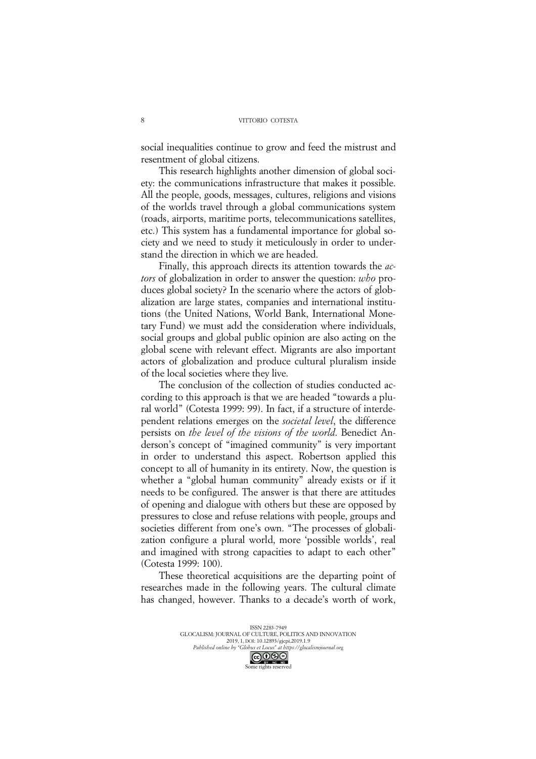social inequalities continue to grow and feed the mistrust and resentment of global citizens.

This research highlights another dimension of global society: the communications infrastructure that makes it possible. All the people, goods, messages, cultures, religions and visions of the worlds travel through a global communications system (roads, airports, maritime ports, telecommunications satellites, etc.) This system has a fundamental importance for global society and we need to study it meticulously in order to understand the direction in which we are headed.

Finally, this approach directs its attention towards the *actors* of globalization in order to answer the question: *who* produces global society? In the scenario where the actors of globalization are large states, companies and international institutions (the United Nations, World Bank, International Monetary Fund) we must add the consideration where individuals, social groups and global public opinion are also acting on the global scene with relevant effect. Migrants are also important actors of globalization and produce cultural pluralism inside of the local societies where they live.

The conclusion of the collection of studies conducted according to this approach is that we are headed "towards a plural world" (Cotesta 1999: 99). In fact, if a structure of interdependent relations emerges on the *societal level*, the difference persists on *the level of the visions of the world*. Benedict Anderson's concept of "imagined community" is very important in order to understand this aspect. Robertson applied this concept to all of humanity in its entirety. Now, the question is whether a "global human community" already exists or if it needs to be configured. The answer is that there are attitudes of opening and dialogue with others but these are opposed by pressures to close and refuse relations with people, groups and societies different from one's own. "The processes of globalization configure a plural world, more 'possible worlds', real and imagined with strong capacities to adapt to each other" (Cotesta 1999: 100).

These theoretical acquisitions are the departing point of researches made in the following years. The cultural climate has changed, however. Thanks to a decade's worth of work,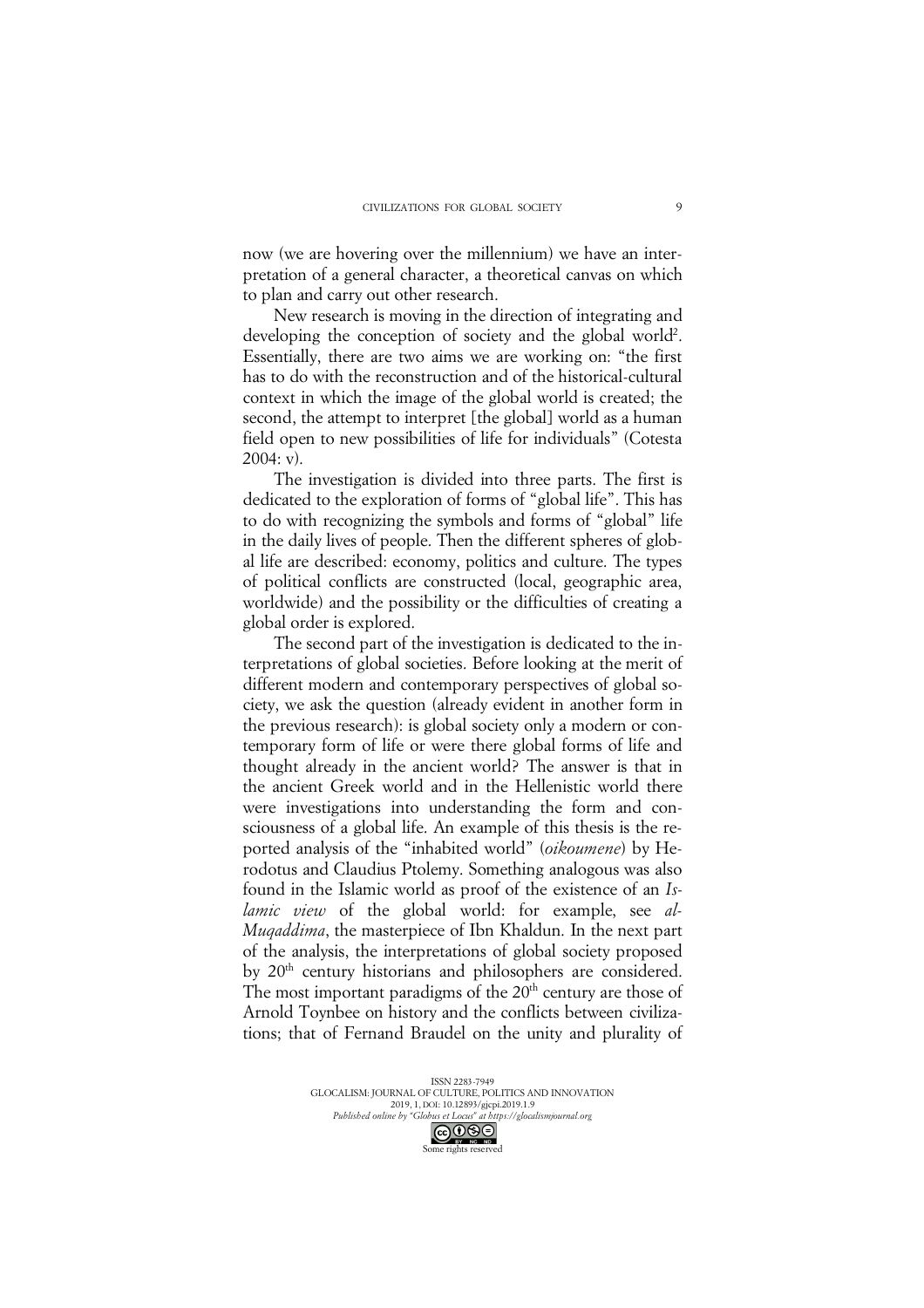now (we are hovering over the millennium) we have an interpretation of a general character, a theoretical canvas on which to plan and carry out other research.

New research is moving in the direction of integrating and developing the conception of society and the global world[2]. Essentially, there are two aims we are working on: "the first has to do with the reconstruction and of the historical-cultural context in which the image of the global world is created; the second, the attempt to interpret [the global] world as a human field open to new possibilities of life for individuals" (Cotesta 2004: v).

The investigation is divided into three parts. The first is dedicated to the exploration of forms of "global life". This has to do with recognizing the symbols and forms of "global" life in the daily lives of people. Then the different spheres of global life are described: economy, politics and culture. The types of political conflicts are constructed (local, geographic area, worldwide) and the possibility or the difficulties of creating a global order is explored.

The second part of the investigation is dedicated to the interpretations of global societies. Before looking at the merit of different modern and contemporary perspectives of global society, we ask the question (already evident in another form in the previous research): is global society only a modern or contemporary form of life or were there global forms of life and thought already in the ancient world? The answer is that in the ancient Greek world and in the Hellenistic world there were investigations into understanding the form and consciousness of a global life. An example of this thesis is the reported analysis of the "inhabited world" (*oikoumene*) by Herodotus and Claudius Ptolemy. Something analogous was also found in the Islamic world as proof of the existence of an *Islamic view* of the global world: for example, see *al-Muqaddima*, the masterpiece of Ibn Khaldun. In the next part of the analysis, the interpretations of global society proposed by 20th century historians and philosophers are considered. The most important paradigms of the 20th century are those of Arnold Toynbee on history and the conflicts between civilizations; that of Fernand Braudel on the unity and plurality of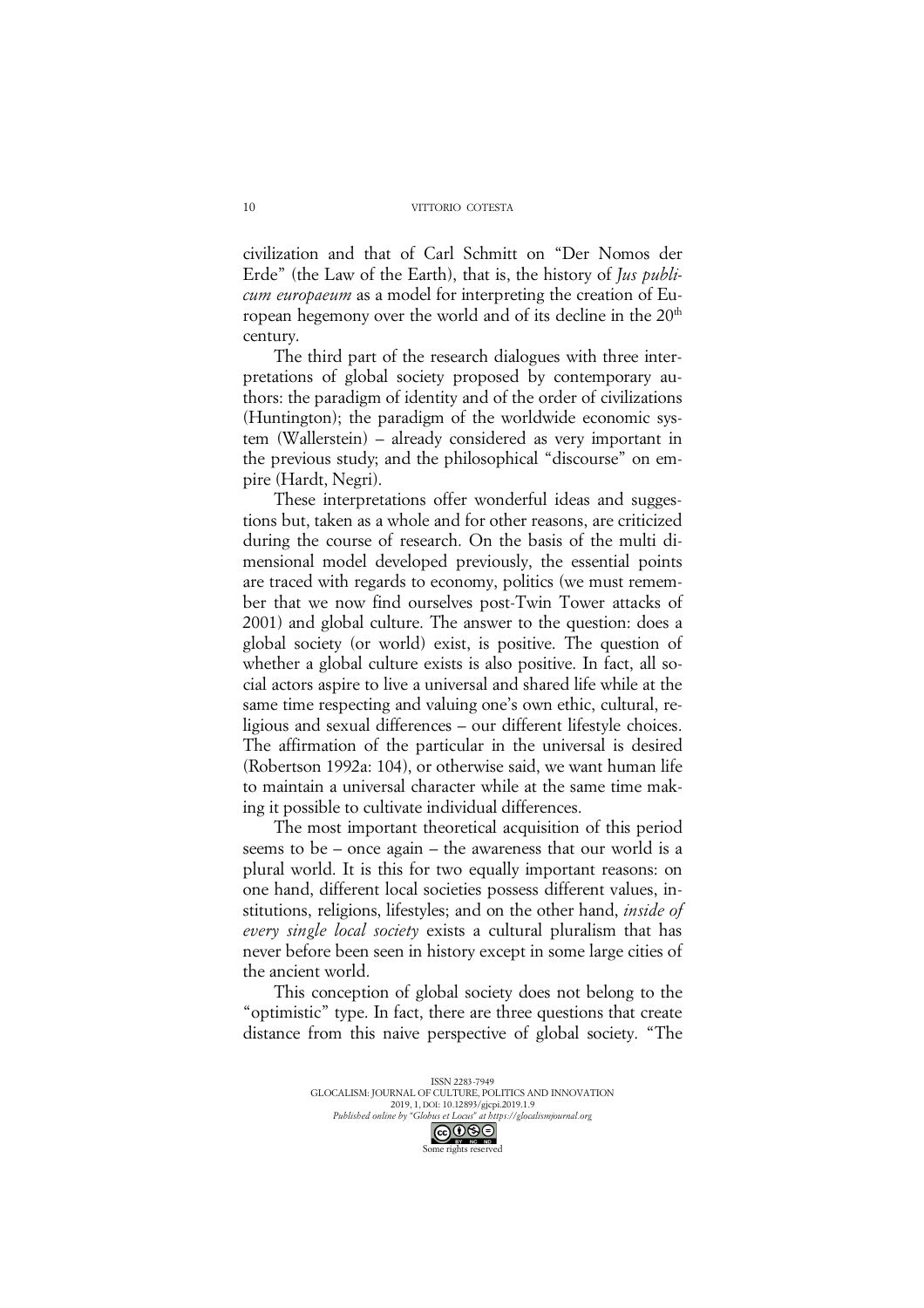civilization and that of Carl Schmitt on "Der Nomos der Erde" (the Law of the Earth), that is, the history of *Jus publicum europaeum* as a model for interpreting the creation of European hegemony over the world and of its decline in the 20th century.

The third part of the research dialogues with three interpretations of global society proposed by contemporary authors: the paradigm of identity and of the order of civilizations (Huntington); the paradigm of the worldwide economic system (Wallerstein) – already considered as very important in the previous study; and the philosophical "discourse" on empire (Hardt, Negri).

These interpretations offer wonderful ideas and suggestions but, taken as a whole and for other reasons, are criticized during the course of research. On the basis of the multi dimensional model developed previously, the essential points are traced with regards to economy, politics (we must remember that we now find ourselves post-Twin Tower attacks of 2001) and global culture. The answer to the question: does a global society (or world) exist, is positive. The question of whether a global culture exists is also positive. In fact, all social actors aspire to live a universal and shared life while at the same time respecting and valuing one's own ethic, cultural, religious and sexual differences – our different lifestyle choices. The affirmation of the particular in the universal is desired (Robertson 1992a: 104), or otherwise said, we want human life to maintain a universal character while at the same time making it possible to cultivate individual differences.

The most important theoretical acquisition of this period seems to be – once again – the awareness that our world is a plural world. It is this for two equally important reasons: on one hand, different local societies possess different values, institutions, religions, lifestyles; and on the other hand, *inside of every single local society* exists a cultural pluralism that has never before been seen in history except in some large cities of the ancient world.

This conception of global society does not belong to the "optimistic" type. In fact, there are three questions that create distance from this naive perspective of global society. "The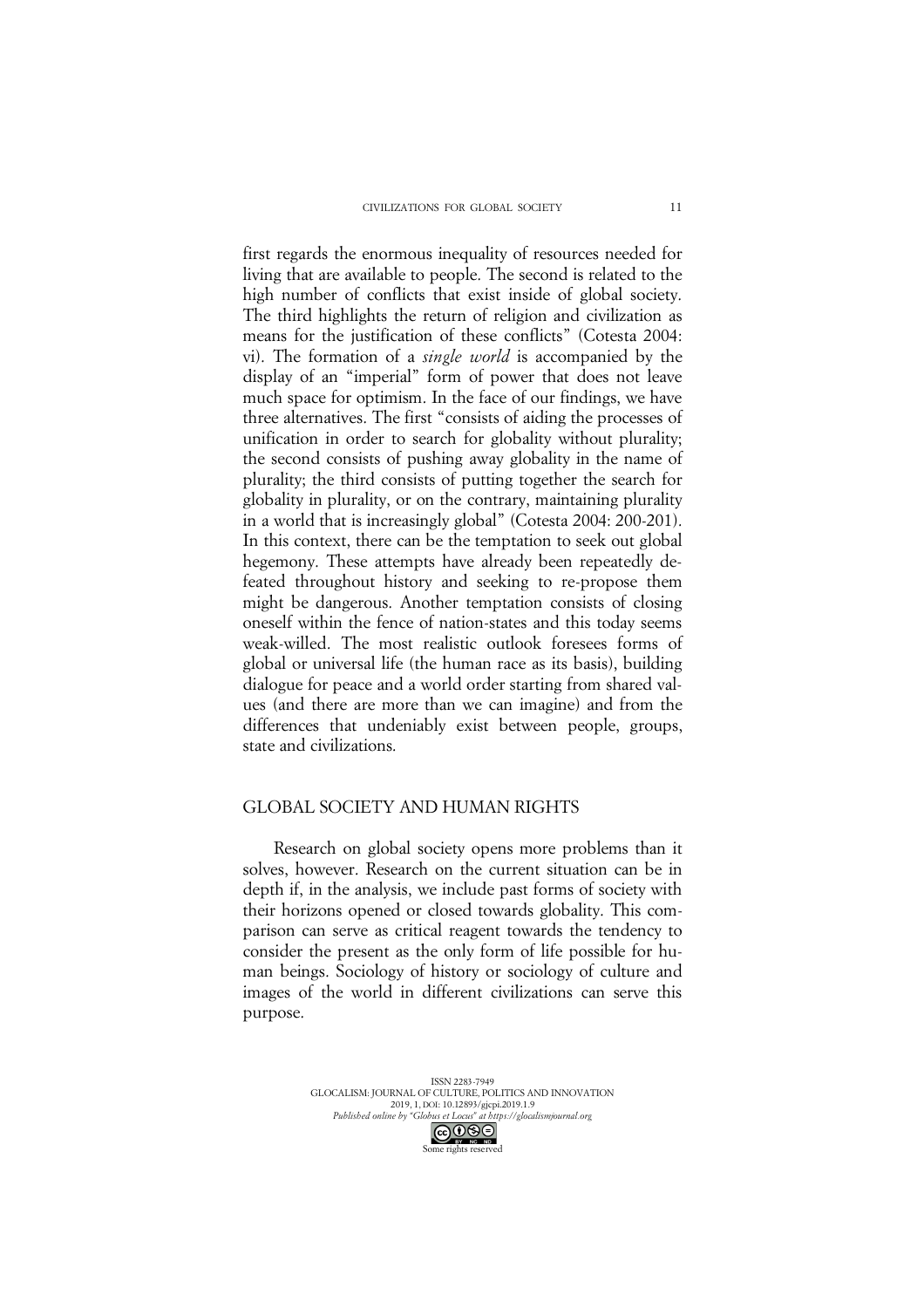first regards the enormous inequality of resources needed for living that are available to people. The second is related to the high number of conflicts that exist inside of global society. The third highlights the return of religion and civilization as means for the justification of these conflicts" (Cotesta 2004: vi). The formation of a *single world* is accompanied by the display of an "imperial" form of power that does not leave much space for optimism. In the face of our findings, we have three alternatives. The first "consists of aiding the processes of unification in order to search for globality without plurality; the second consists of pushing away globality in the name of plurality; the third consists of putting together the search for globality in plurality, or on the contrary, maintaining plurality in a world that is increasingly global" (Cotesta 2004: 200-201). In this context, there can be the temptation to seek out global hegemony. These attempts have already been repeatedly defeated throughout history and seeking to re-propose them might be dangerous. Another temptation consists of closing oneself within the fence of nation-states and this today seems weak-willed. The most realistic outlook foresees forms of global or universal life (the human race as its basis), building dialogue for peace and a world order starting from shared values (and there are more than we can imagine) and from the differences that undeniably exist between people, groups, state and civilizations.

## GLOBAL SOCIETY AND HUMAN RIGHTS

Research on global society opens more problems than it solves, however. Research on the current situation can be in depth if, in the analysis, we include past forms of society with their horizons opened or closed towards globality. This comparison can serve as critical reagent towards the tendency to consider the present as the only form of life possible for human beings. Sociology of history or sociology of culture and images of the world in different civilizations can serve this purpose.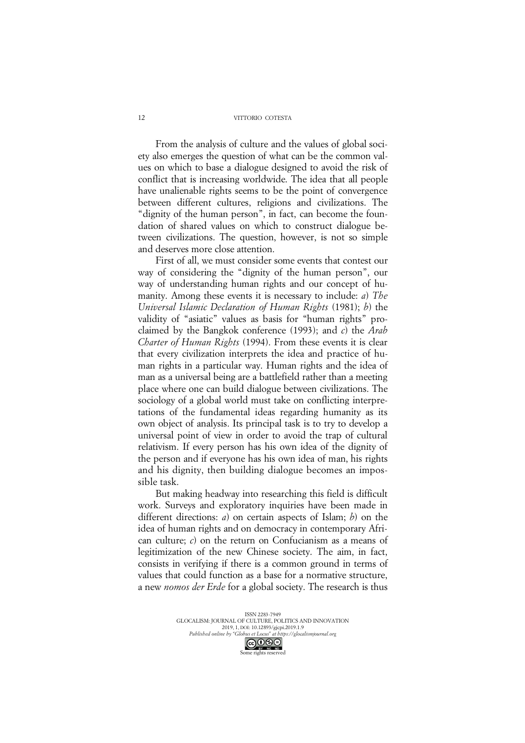From the analysis of culture and the values of global society also emerges the question of what can be the common values on which to base a dialogue designed to avoid the risk of conflict that is increasing worldwide. The idea that all people have unalienable rights seems to be the point of convergence between different cultures, religions and civilizations. The "dignity of the human person", in fact, can become the foundation of shared values on which to construct dialogue between civilizations. The question, however, is not so simple and deserves more close attention.

First of all, we must consider some events that contest our way of considering the "dignity of the human person", our way of understanding human rights and our concept of humanity. Among these events it is necessary to include: *a*) *The Universal Islamic Declaration of Human Rights* (1981); *b*) the validity of "asiatic" values as basis for "human rights" proclaimed by the Bangkok conference (1993); and *c*) the *Arab Charter of Human Rights* (1994). From these events it is clear that every civilization interprets the idea and practice of human rights in a particular way. Human rights and the idea of man as a universal being are a battlefield rather than a meeting place where one can build dialogue between civilizations. The sociology of a global world must take on conflicting interpretations of the fundamental ideas regarding humanity as its own object of analysis. Its principal task is to try to develop a universal point of view in order to avoid the trap of cultural relativism. If every person has his own idea of the dignity of the person and if everyone has his own idea of man, his rights and his dignity, then building dialogue becomes an impossible task.

But making headway into researching this field is difficult work. Surveys and exploratory inquiries have been made in different directions: *a*) on certain aspects of Islam; *b*) on the idea of human rights and on democracy in contemporary African culture; *c*) on the return on Confucianism as a means of legitimization of the new Chinese society. The aim, in fact, consists in verifying if there is a common ground in terms of values that could function as a base for a normative structure, a new *nomos der Erde* for a global society. The research is thus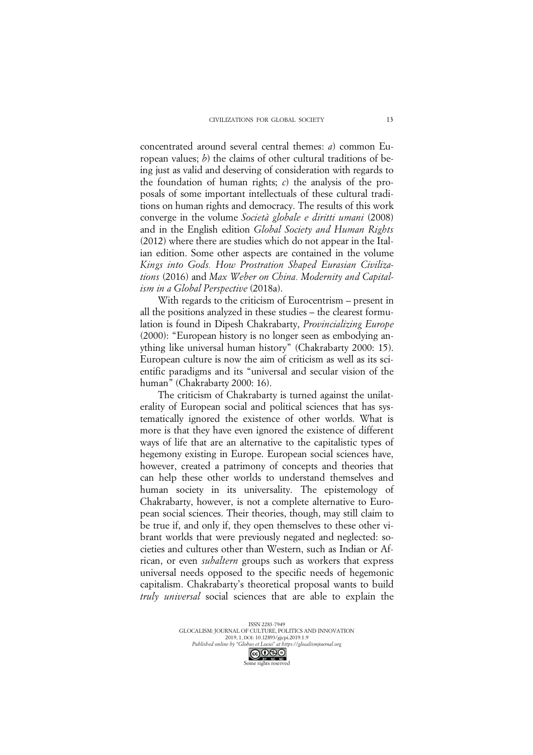concentrated around several central themes: *a*) common European values; *b*) the claims of other cultural traditions of being just as valid and deserving of consideration with regards to the foundation of human rights; *c*) the analysis of the proposals of some important intellectuals of these cultural traditions on human rights and democracy. The results of this work converge in the volume *Società globale e diritti umani* (2008) and in the English edition *Global Society and Human Rights* (2012) where there are studies which do not appear in the Italian edition. Some other aspects are contained in the volume *Kings into Gods. How Prostration Shaped Eurasian Civilizations* (2016) and *Max Weber on China. Modernity and Capitalism in a Global Perspective* (2018a).

With regards to the criticism of Eurocentrism – present in all the positions analyzed in these studies – the clearest formulation is found in Dipesh Chakrabarty, *Provincializing Europe* (2000): "European history is no longer seen as embodying anything like universal human history" (Chakrabarty 2000: 15). European culture is now the aim of criticism as well as its scientific paradigms and its "universal and secular vision of the human" (Chakrabarty 2000: 16).

The criticism of Chakrabarty is turned against the unilaterality of European social and political sciences that has systematically ignored the existence of other worlds. What is more is that they have even ignored the existence of different ways of life that are an alternative to the capitalistic types of hegemony existing in Europe. European social sciences have, however, created a patrimony of concepts and theories that can help these other worlds to understand themselves and human society in its universality. The epistemology of Chakrabarty, however, is not a complete alternative to European social sciences. Their theories, though, may still claim to be true if, and only if, they open themselves to these other vibrant worlds that were previously negated and neglected: societies and cultures other than Western, such as Indian or African, or even *subaltern* groups such as workers that express universal needs opposed to the specific needs of hegemonic capitalism. Chakrabarty's theoretical proposal wants to build *truly universal* social sciences that are able to explain the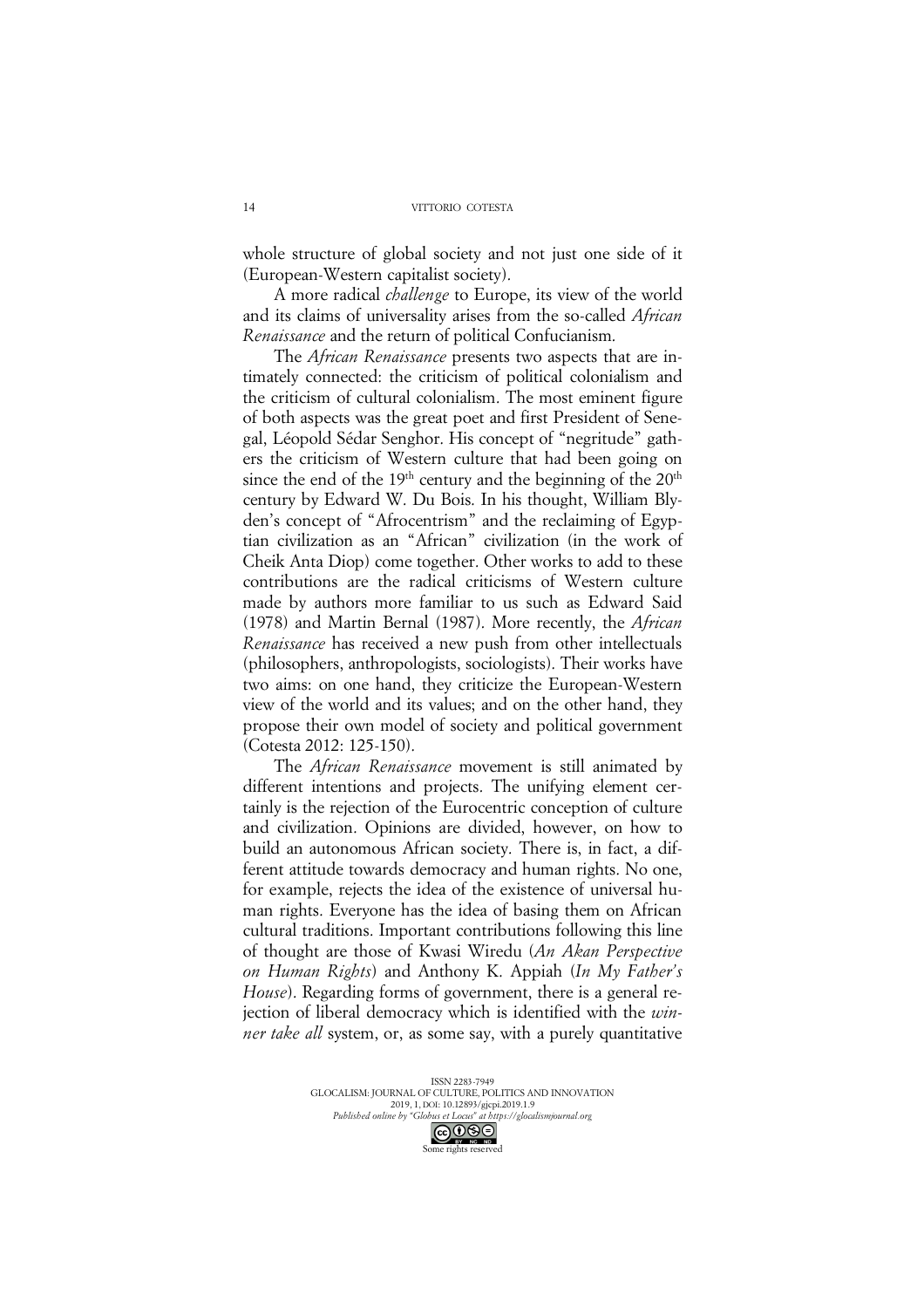whole structure of global society and not just one side of it (European-Western capitalist society).

A more radical *challenge* to Europe, its view of the world and its claims of universality arises from the so-called *African Renaissance* and the return of political Confucianism.

The *African Renaissance* presents two aspects that are intimately connected: the criticism of political colonialism and the criticism of cultural colonialism. The most eminent figure of both aspects was the great poet and first President of Senegal, Léopold Sédar Senghor. His concept of "negritude" gathers the criticism of Western culture that had been going on since the end of the 19th century and the beginning of the 20th century by Edward W. Du Bois. In his thought, William Blyden's concept of "Afrocentrism" and the reclaiming of Egyptian civilization as an "African" civilization (in the work of Cheik Anta Diop) come together. Other works to add to these contributions are the radical criticisms of Western culture made by authors more familiar to us such as Edward Said (1978) and Martin Bernal (1987). More recently, the *African Renaissance* has received a new push from other intellectuals (philosophers, anthropologists, sociologists). Their works have two aims: on one hand, they criticize the European-Western view of the world and its values; and on the other hand, they propose their own model of society and political government (Cotesta 2012: 125-150).

The *African Renaissance* movement is still animated by different intentions and projects. The unifying element certainly is the rejection of the Eurocentric conception of culture and civilization. Opinions are divided, however, on how to build an autonomous African society. There is, in fact, a different attitude towards democracy and human rights. No one, for example, rejects the idea of the existence of universal human rights. Everyone has the idea of basing them on African cultural traditions. Important contributions following this line of thought are those of Kwasi Wiredu (*An Akan Perspective on Human Rights*) and Anthony K. Appiah (*In My Father's House*). Regarding forms of government, there is a general rejection of liberal democracy which is identified with the *winner take all* system, or, as some say, with a purely quantitative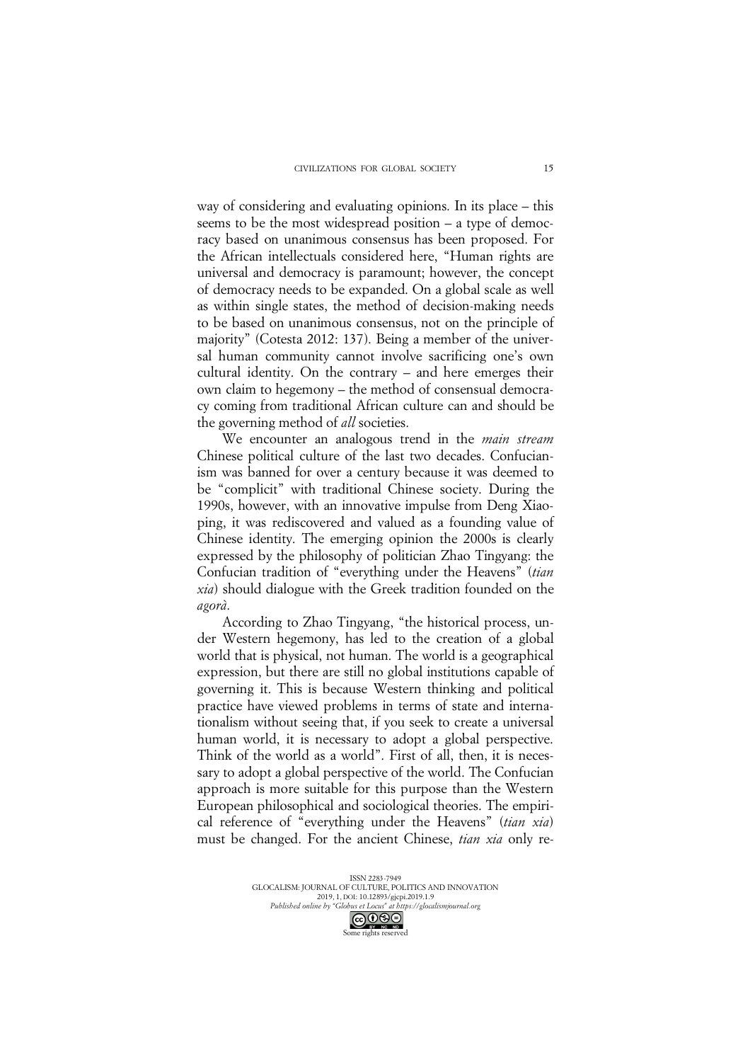way of considering and evaluating opinions. In its place – this seems to be the most widespread position – a type of democracy based on unanimous consensus has been proposed. For the African intellectuals considered here, "Human rights are universal and democracy is paramount; however, the concept of democracy needs to be expanded. On a global scale as well as within single states, the method of decision-making needs to be based on unanimous consensus, not on the principle of majority" (Cotesta 2012: 137). Being a member of the universal human community cannot involve sacrificing one's own cultural identity. On the contrary – and here emerges their own claim to hegemony – the method of consensual democracy coming from traditional African culture can and should be the governing method of *all* societies.

We encounter an analogous trend in the *main stream* Chinese political culture of the last two decades. Confucianism was banned for over a century because it was deemed to be "complicit" with traditional Chinese society. During the 1990s, however, with an innovative impulse from Deng Xiaoping, it was rediscovered and valued as a founding value of Chinese identity. The emerging opinion the 2000s is clearly expressed by the philosophy of politician Zhao Tingyang: the Confucian tradition of "everything under the Heavens" (*tian xia*) should dialogue with the Greek tradition founded on the *agorà*.

According to Zhao Tingyang, "the historical process, under Western hegemony, has led to the creation of a global world that is physical, not human. The world is a geographical expression, but there are still no global institutions capable of governing it. This is because Western thinking and political practice have viewed problems in terms of state and internationalism without seeing that, if you seek to create a universal human world, it is necessary to adopt a global perspective. Think of the world as a world". First of all, then, it is necessary to adopt a global perspective of the world. The Confucian approach is more suitable for this purpose than the Western European philosophical and sociological theories. The empirical reference of "everything under the Heavens" (*tian xia*) must be changed. For the ancient Chinese, *tian xia* only re-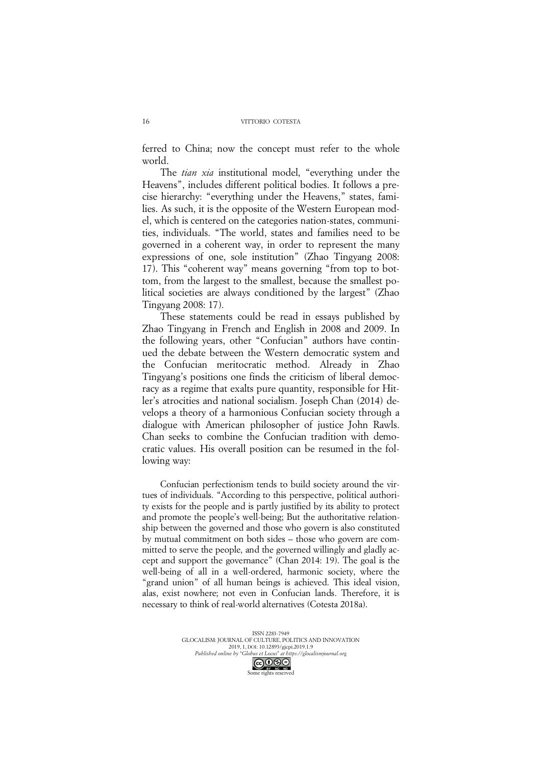ferred to China; now the concept must refer to the whole world.

The *tian xia* institutional model, "everything under the Heavens", includes different political bodies. It follows a precise hierarchy: "everything under the Heavens," states, families. As such, it is the opposite of the Western European model, which is centered on the categories nation-states, communities, individuals. "The world, states and families need to be governed in a coherent way, in order to represent the many expressions of one, sole institution" (Zhao Tingyang 2008: 17). This "coherent way" means governing "from top to bottom, from the largest to the smallest, because the smallest political societies are always conditioned by the largest" (Zhao Tingyang 2008: 17).

These statements could be read in essays published by Zhao Tingyang in French and English in 2008 and 2009. In the following years, other "Confucian" authors have continued the debate between the Western democratic system and the Confucian meritocratic method. Already in Zhao Tingyang's positions one finds the criticism of liberal democracy as a regime that exalts pure quantity, responsible for Hitler's atrocities and national socialism. Joseph Chan (2014) develops a theory of a harmonious Confucian society through a dialogue with American philosopher of justice John Rawls. Chan seeks to combine the Confucian tradition with democratic values. His overall position can be resumed in the following way:

> Confucian perfectionism tends to build society around the virtues of individuals. "According to this perspective, political authority exists for the people and is partly justified by its ability to protect and promote the people's well-being; But the authoritative relationship between the governed and those who govern is also constituted by mutual commitment on both sides – those who govern are committed to serve the people, and the governed willingly and gladly accept and support the governance" (Chan 2014: 19). The goal is the well-being of all in a well-ordered, harmonic society, where the "grand union" of all human beings is achieved. This ideal vision, alas, exist nowhere; not even in Confucian lands. Therefore, it is necessary to think of real-world alternatives (Cotesta 2018a).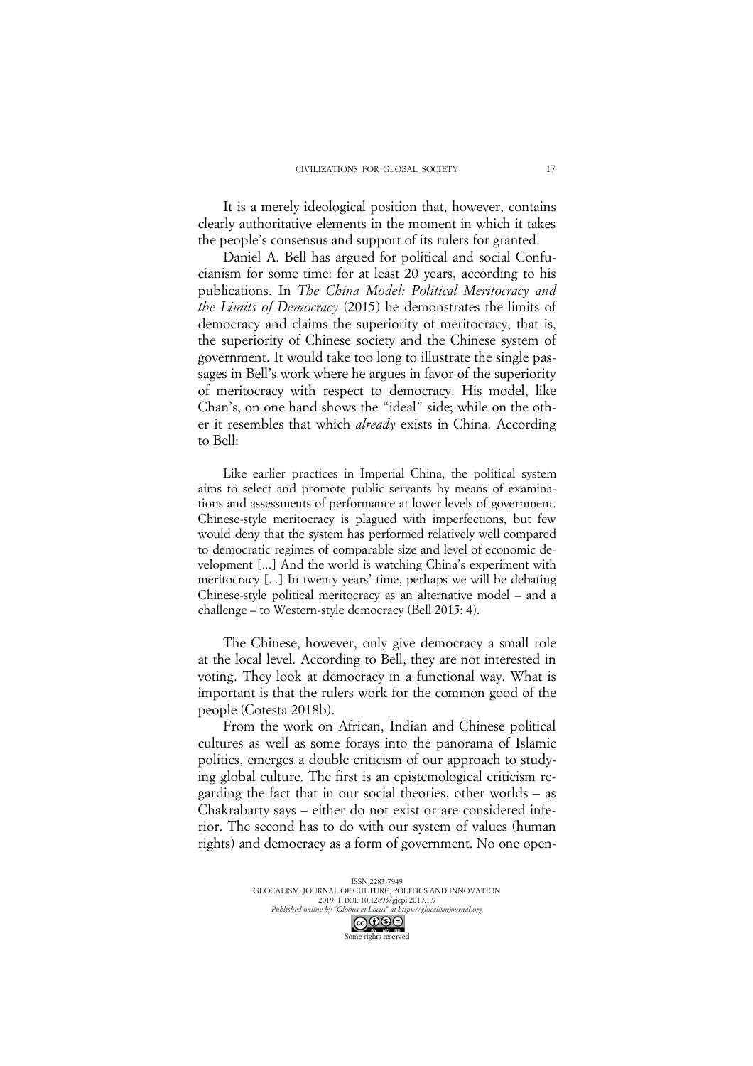It is a merely ideological position that, however, contains clearly authoritative elements in the moment in which it takes the people's consensus and support of its rulers for granted.

Daniel A. Bell has argued for political and social Confucianism for some time: for at least 20 years, according to his publications. In *The China Model: Political Meritocracy and the Limits of Democracy* (2015) he demonstrates the limits of democracy and claims the superiority of meritocracy, that is, the superiority of Chinese society and the Chinese system of government. It would take too long to illustrate the single passages in Bell's work where he argues in favor of the superiority of meritocracy with respect to democracy. His model, like Chan's, on one hand shows the "ideal" side; while on the other it resembles that which *already* exists in China. According to Bell:

> Like earlier practices in Imperial China, the political system aims to select and promote public servants by means of examinations and assessments of performance at lower levels of government. Chinese-style meritocracy is plagued with imperfections, but few would deny that the system has performed relatively well compared to democratic regimes of comparable size and level of economic development [...] And the world is watching China's experiment with meritocracy [...] In twenty years' time, perhaps we will be debating Chinese-style political meritocracy as an alternative model – and a challenge – to Western-style democracy (Bell 2015: 4).

The Chinese, however, only give democracy a small role at the local level. According to Bell, they are not interested in voting. They look at democracy in a functional way. What is important is that the rulers work for the common good of the people (Cotesta 2018b).

From the work on African, Indian and Chinese political cultures as well as some forays into the panorama of Islamic politics, emerges a double criticism of our approach to studying global culture. The first is an epistemological criticism regarding the fact that in our social theories, other worlds – as Chakrabarty says – either do not exist or are considered inferior. The second has to do with our system of values (human rights) and democracy as a form of government. No one open-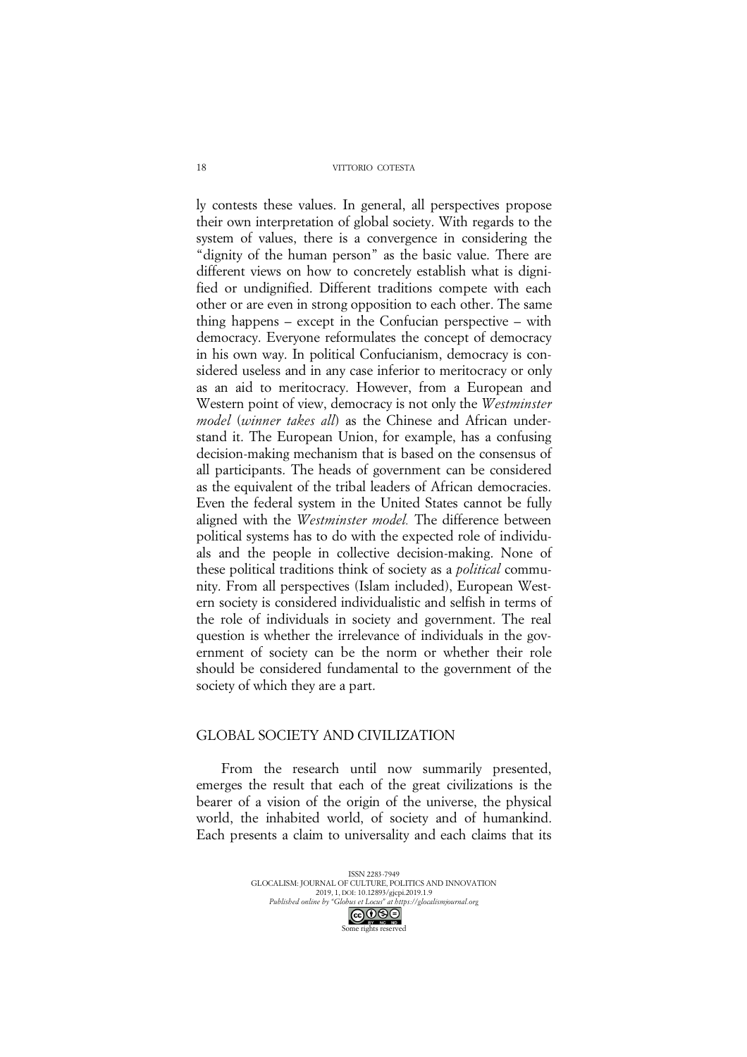ly contests these values. In general, all perspectives propose their own interpretation of global society. With regards to the system of values, there is a convergence in considering the "dignity of the human person" as the basic value. There are different views on how to concretely establish what is dignified or undignified. Different traditions compete with each other or are even in strong opposition to each other. The same thing happens – except in the Confucian perspective – with democracy. Everyone reformulates the concept of democracy in his own way. In political Confucianism, democracy is considered useless and in any case inferior to meritocracy or only as an aid to meritocracy. However, from a European and Western point of view, democracy is not only the *Westminster model* (*winner takes all*) as the Chinese and African understand it. The European Union, for example, has a confusing decision-making mechanism that is based on the consensus of all participants. The heads of government can be considered as the equivalent of the tribal leaders of African democracies. Even the federal system in the United States cannot be fully aligned with the *Westminster model.* The difference between political systems has to do with the expected role of individuals and the people in collective decision-making. None of these political traditions think of society as a *political* community. From all perspectives (Islam included), European Western society is considered individualistic and selfish in terms of the role of individuals in society and government. The real question is whether the irrelevance of individuals in the government of society can be the norm or whether their role should be considered fundamental to the government of the society of which they are a part.

## GLOBAL SOCIETY AND CIVILIZATION

From the research until now summarily presented, emerges the result that each of the great civilizations is the bearer of a vision of the origin of the universe, the physical world, the inhabited world, of society and of humankind. Each presents a claim to universality and each claims that its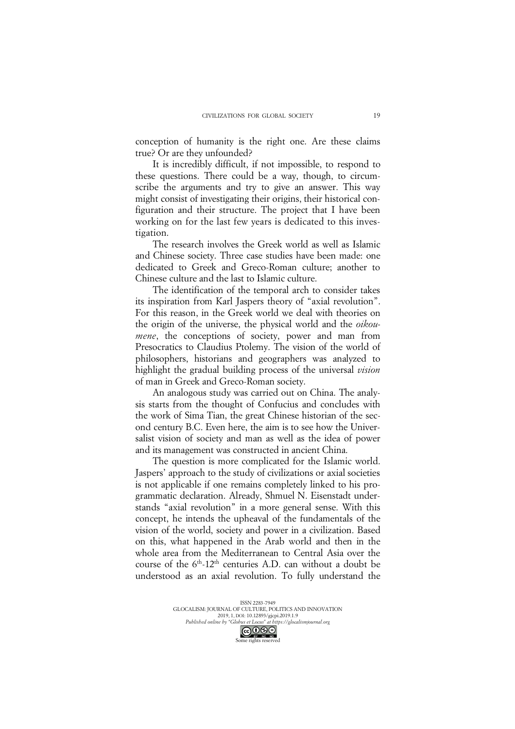conception of humanity is the right one. Are these claims true? Or are they unfounded?

It is incredibly difficult, if not impossible, to respond to these questions. There could be a way, though, to circumscribe the arguments and try to give an answer. This way might consist of investigating their origins, their historical configuration and their structure. The project that I have been working on for the last few years is dedicated to this investigation.

The research involves the Greek world as well as Islamic and Chinese society. Three case studies have been made: one dedicated to Greek and Greco-Roman culture; another to Chinese culture and the last to Islamic culture.

The identification of the temporal arch to consider takes its inspiration from Karl Jaspers theory of "axial revolution". For this reason, in the Greek world we deal with theories on the origin of the universe, the physical world and the *oikoumene*, the conceptions of society, power and man from Presocratics to Claudius Ptolemy. The vision of the world of philosophers, historians and geographers was analyzed to highlight the gradual building process of the universal *vision* of man in Greek and Greco-Roman society.

An analogous study was carried out on China. The analysis starts from the thought of Confucius and concludes with the work of Sima Tian, the great Chinese historian of the second century B.C. Even here, the aim is to see how the Universalist vision of society and man as well as the idea of power and its management was constructed in ancient China.

The question is more complicated for the Islamic world. Jaspers' approach to the study of civilizations or axial societies is not applicable if one remains completely linked to his programmatic declaration. Already, Shmuel N. Eisenstadt understands "axial revolution" in a more general sense. With this concept, he intends the upheaval of the fundamentals of the vision of the world, society and power in a civilization. Based on this, what happened in the Arab world and then in the whole area from the Mediterranean to Central Asia over the course of the 6th-12th centuries A.D. can without a doubt be understood as an axial revolution. To fully understand the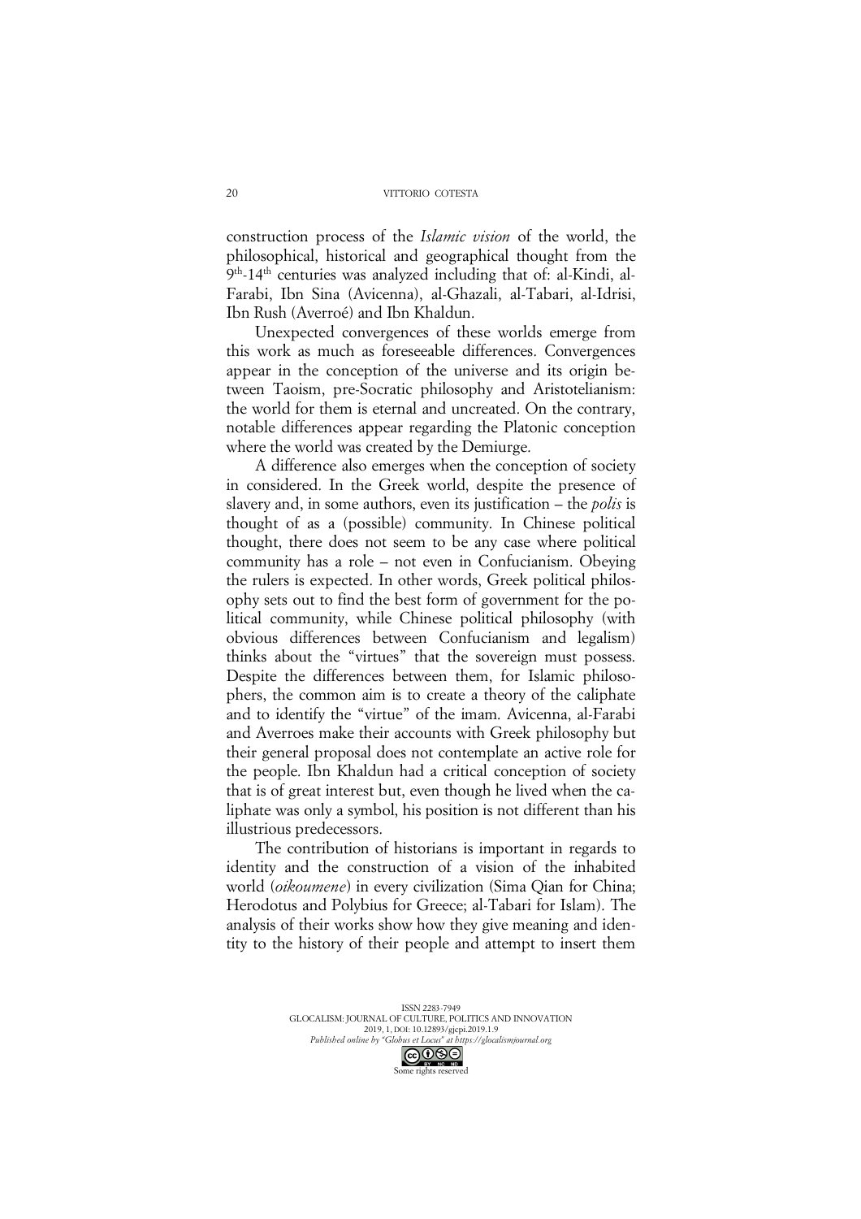construction process of the *Islamic vision* of the world, the philosophical, historical and geographical thought from the 9th-14th centuries was analyzed including that of: al-Kindi, al-Farabi, Ibn Sina (Avicenna), al-Ghazali, al-Tabari, al-Idrisi, Ibn Rush (Averroé) and Ibn Khaldun.

Unexpected convergences of these worlds emerge from this work as much as foreseeable differences. Convergences appear in the conception of the universe and its origin between Taoism, pre-Socratic philosophy and Aristotelianism: the world for them is eternal and uncreated. On the contrary, notable differences appear regarding the Platonic conception where the world was created by the Demiurge.

A difference also emerges when the conception of society in considered. In the Greek world, despite the presence of slavery and, in some authors, even its justification – the *polis* is thought of as a (possible) community. In Chinese political thought, there does not seem to be any case where political community has a role – not even in Confucianism. Obeying the rulers is expected. In other words, Greek political philosophy sets out to find the best form of government for the political community, while Chinese political philosophy (with obvious differences between Confucianism and legalism) thinks about the "virtues" that the sovereign must possess. Despite the differences between them, for Islamic philosophers, the common aim is to create a theory of the caliphate and to identify the "virtue" of the imam. Avicenna, al-Farabi and Averroes make their accounts with Greek philosophy but their general proposal does not contemplate an active role for the people. Ibn Khaldun had a critical conception of society that is of great interest but, even though he lived when the caliphate was only a symbol, his position is not different than his illustrious predecessors.

The contribution of historians is important in regards to identity and the construction of a vision of the inhabited world (*oikoumene*) in every civilization (Sima Qian for China; Herodotus and Polybius for Greece; al-Tabari for Islam). The analysis of their works show how they give meaning and identity to the history of their people and attempt to insert them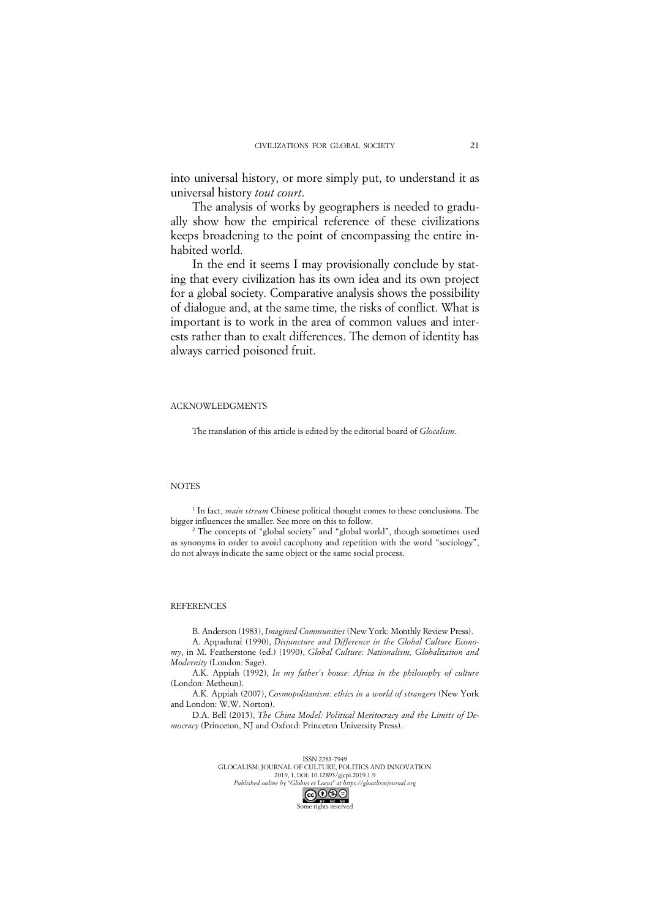into universal history, or more simply put, to understand it as universal history *tout court*.

The analysis of works by geographers is needed to gradually show how the empirical reference of these civilizations keeps broadening to the point of encompassing the entire inhabited world.

In the end it seems I may provisionally conclude by stating that every civilization has its own idea and its own project for a global society. Comparative analysis shows the possibility of dialogue and, at the same time, the risks of conflict. What is important is to work in the area of common values and interests rather than to exalt differences. The demon of identity has always carried poisoned fruit.

## ACKNOWLEDGMENTS

The translation of this article is edited by the editorial board of *Glocalism*.

## NOTES

[1] In fact, *main stream* Chinese political thought comes to these conclusions. The bigger influences the smaller. See more on this to follow.

[2] The concepts of "global society" and "global world", though sometimes used as synonyms in order to avoid cacophony and repetition with the word "sociology", do not always indicate the same object or the same social process.

## REFERENCES

B. Anderson (1983), *Imagined Communities* (New York: Monthly Review Press).

A. Appadurai (1990), *Disjuncture and Difference in the Global Culture Economy*, in M. Featherstone (ed.) (1990), *Global Culture: Nationalism, Globalization and Modernity* (London: Sage).

A.K. Appiah (1992), *In my father's house: Africa in the philosophy of culture* (London: Metheun).

A.K. Appiah (2007), *Cosmopolitanism: ethics in a world of strangers* (New York and London: W.W. Norton).

D.A. Bell (2015), *The China Model: Political Meritocracy and the Limits of Democracy* (Princeton, NJ and Oxford: Princeton University Press).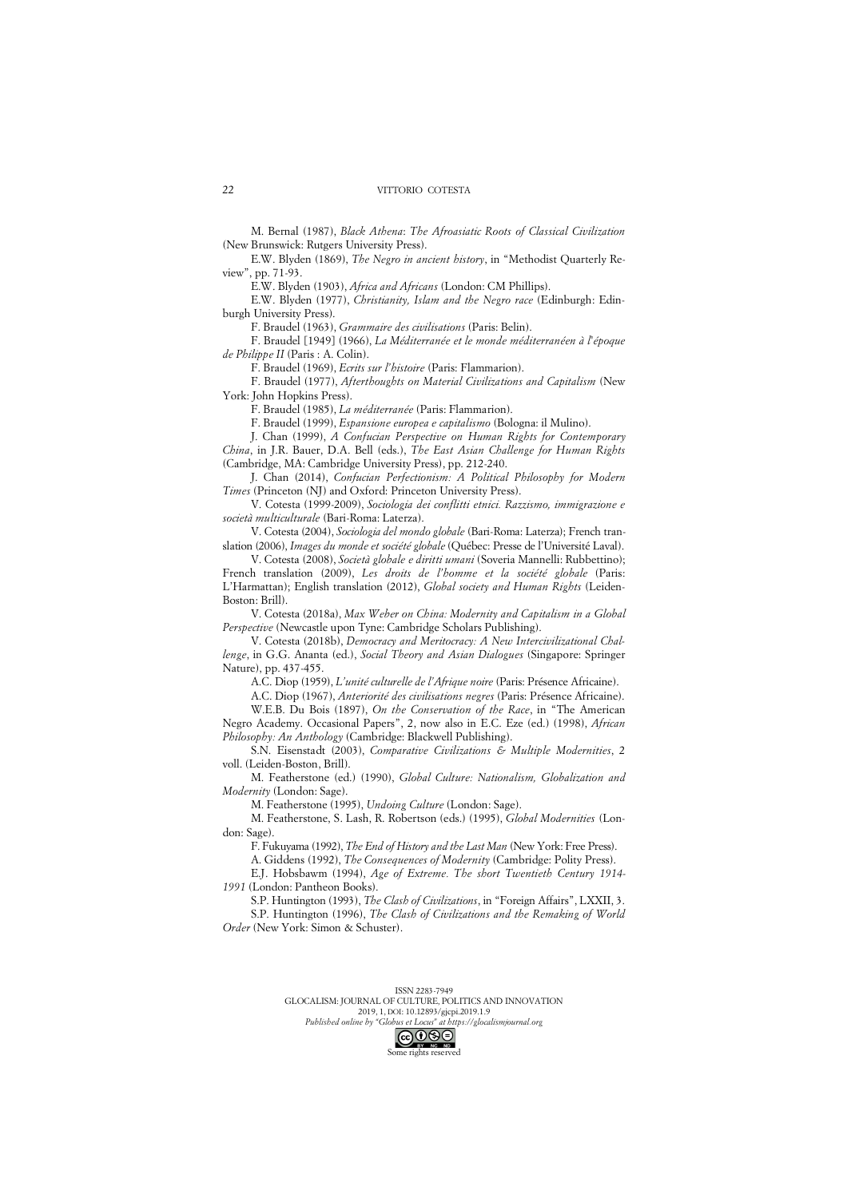M. Bernal (1987), *Black Athena*: *The Afroasiatic Roots of Classical Civilization* (New Brunswick: Rutgers University Press).

E.W. Blyden (1869), *The Negro in ancient history*, in "Methodist Quarterly Review", pp. 71-93.

E.W. Blyden (1903), *Africa and Africans* (London: CM Phillips).

E.W. Blyden (1977), *Christianity, Islam and the Negro race* (Edinburgh: Edinburgh University Press).

F. Braudel (1963), *Grammaire des civilisations* (Paris: Belin).

F. Braudel [1949] (1966), *La Méditerranée et le monde méditerranéen à l'époque de Philippe II* (Paris : A. Colin).

F. Braudel (1969), *Ecrits sur l'histoire* (Paris: Flammarion).

F. Braudel (1977), *Afterthoughts on Material Civilizations and Capitalism* (New York: John Hopkins Press).

F. Braudel (1985), *La méditerranée* (Paris: Flammarion).

F. Braudel (1999), *Espansione europea e capitalismo* (Bologna: il Mulino).

J. Chan (1999), *A Confucian Perspective on Human Rights for Contemporary China*, in J.R. Bauer, D.A. Bell (eds.), *The East Asian Challenge for Human Rights* (Cambridge, MA: Cambridge University Press), pp. 212-240.

J. Chan (2014), *Confucian Perfectionism: A Political Philosophy for Modern Times* (Princeton (NJ) and Oxford: Princeton University Press).

V. Cotesta (1999-2009), *Sociologia dei conflitti etnici. Razzismo, immigrazione e società multiculturale* (Bari-Roma: Laterza).

V. Cotesta (2004), *Sociologia del mondo globale* (Bari-Roma: Laterza); French translation (2006), *Images du monde et société globale* (Québec: Presse de l'Université Laval).

V. Cotesta (2008), *Società globale e diritti umani* (Soveria Mannelli: Rubbettino); French translation (2009), *Les droits de l'homme et la société globale* (Paris: L'Harmattan); English translation (2012), *Global society and Human Rights* (Leiden-Boston: Brill).

V. Cotesta (2018a), *Max Weber on China: Modernity and Capitalism in a Global Perspective* (Newcastle upon Tyne: Cambridge Scholars Publishing).

V. Cotesta (2018b), *Democracy and Meritocracy: A New Intercivilizational Challenge*, in G.G. Ananta (ed.), *Social Theory and Asian Dialogues* (Singapore: Springer Nature), pp. 437-455.

A.C. Diop (1959), *L'unité culturelle de l'Afrique noire* (Paris: Présence Africaine).

A.C. Diop (1967), *Anteriorité des civilisations negres* (Paris: Présence Africaine).

W.E.B. Du Bois (1897), *On the Conservation of the Race*, in "The American Negro Academy. Occasional Papers", 2, now also in E.C. Eze (ed.) (1998), *African Philosophy: An Anthology* (Cambridge: Blackwell Publishing).

S.N. Eisenstadt (2003), *Comparative Civilizations & Multiple Modernities*, 2 voll. (Leiden-Boston, Brill).

M. Featherstone (ed.) (1990), *Global Culture: Nationalism, Globalization and Modernity* (London: Sage).

M. Featherstone (1995), *Undoing Culture* (London: Sage).

M. Featherstone, S. Lash, R. Robertson (eds.) (1995), *Global Modernities* (London: Sage).

F. Fukuyama (1992), *The End of History and the Last Man* (New York: Free Press).

A. Giddens (1992), *The Consequences of Modernity* (Cambridge: Polity Press).

E.J. Hobsbawm (1994), *Age of Extreme. The short Twentieth Century 1914-1991* (London: Pantheon Books).

S.P. Huntington (1993), *The Clash of Civilizations*, in "Foreign Affairs", LXXII, 3.

S.P. Huntington (1996), *The Clash of Civilizations and the Remaking of World Order* (New York: Simon & Schuster).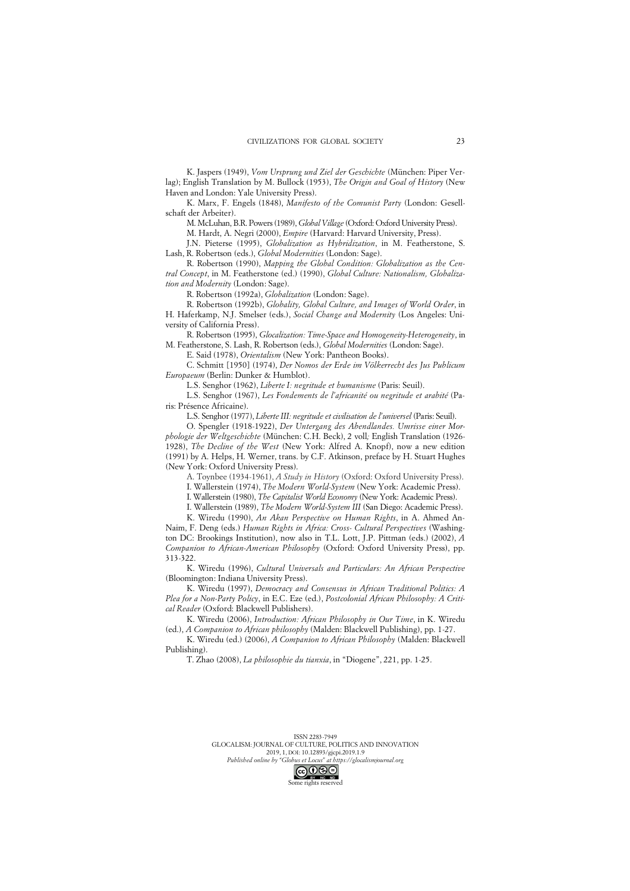K. Jaspers (1949), *Vom Ursprung und Ziel der Geschichte* (München: Piper Verlag); English Translation by M. Bullock (1953), *The Origin and Goal of History* (New Haven and London: Yale University Press).

K. Marx, F. Engels (1848), *Manifesto of the Comunist Party* (London: Gesellschaft der Arbeiter).

M. McLuhan, B.R. Powers (1989), *Global Village* (Oxford: Oxford University Press).

M. Hardt, A. Negri (2000), *Empire* (Harvard: Harvard University, Press).

J.N. Pieterse (1995), *Globalization as Hybridization*, in M. Featherstone, S. Lash, R. Robertson (eds.), *Global Modernities* (London: Sage).

R. Robertson (1990), *Mapping the Global Condition: Globalization as the Central Concept*, in M. Featherstone (ed.) (1990), *Global Culture: Nationalism, Globalization and Modernity* (London: Sage).

R. Robertson (1992a), *Globalization* (London: Sage).

R. Robertson (1992b), *Globality, Global Culture, and Images of World Order*, in H. Haferkamp, N.J. Smelser (eds.), *Social Change and Modernity* (Los Angeles: University of California Press).

R. Robertson (1995), *Glocalization: Time-Space and Homogeneity-Heterogeneity*, in M. Featherstone, S. Lash, R. Robertson (eds.), *Global Modernities* (London: Sage).

E. Said (1978), *Orientalism* (New York: Pantheon Books).

C. Schmitt [1950] (1974), *Der Nomos der Erde im Völkerrecht des Jus Publicum Europaeum* (Berlin: Dunker & Humblot).

L.S. Senghor (1962), *Liberte I: negritude et humanisme* (Paris: Seuil).

L.S. Senghor (1967), *Les Fondements de l'africanité ou negritude et arabité* (Paris: Présence Africaine).

L.S. Senghor (1977), *Liberte III: negritude et civilisation de l'universel* (Paris: Seuil).

O. Spengler (1918-1922), *Der Untergang des Abendlandes. Umrisse einer Morphologie der Weltgeschichte* (München: C.H. Beck), 2 voll; English Translation (1926-1928), *The Decline of the West* (New York: Alfred A. Knopf), now a new edition (1991) by A. Helps, H. Werner, trans. by C.F. Atkinson, preface by H. Stuart Hughes (New York: Oxford University Press).

A. Toynbee (1934-1961), *A Study in History* (Oxford: Oxford University Press).

I. Wallerstein (1974), *The Modern World-System* (New York: Academic Press).

I. Wallerstein (1980), *The Capitalist World Economy* (New York: Academic Press).

I. Wallerstein (1989), *The Modern World-System III* (San Diego: Academic Press).

K. Wiredu (1990), *An Akan Perspective on Human Rights*, in A. Ahmed An-Naim, F. Deng (eds.) *Human Rights in Africa: Cross- Cultural Perspectives* (Washington DC: Brookings Institution), now also in T.L. Lott, J.P. Pittman (eds.) (2002), *A Companion to African-American Philosophy* (Oxford: Oxford University Press), pp. 313-322.

K. Wiredu (1996), *Cultural Universals and Particulars: An African Perspective* (Bloomington: Indiana University Press).

K. Wiredu (1997), *Democracy and Consensus in African Traditional Politics: A Plea for a Non-Party Policy*, in E.C. Eze (ed.), *Postcolonial African Philosophy: A Critical Reader* (Oxford: Blackwell Publishers).

K. Wiredu (2006), *Introduction: African Philosophy in Our Time*, in K. Wiredu (ed.), *A Companion to African philosophy* (Malden: Blackwell Publishing), pp. 1-27.

K. Wiredu (ed.) (2006), *A Companion to African Philosophy* (Malden: Blackwell Publishing).

T. Zhao (2008), *La philosophie du tianxia*, in "Diogene", 221, pp. 1-25.